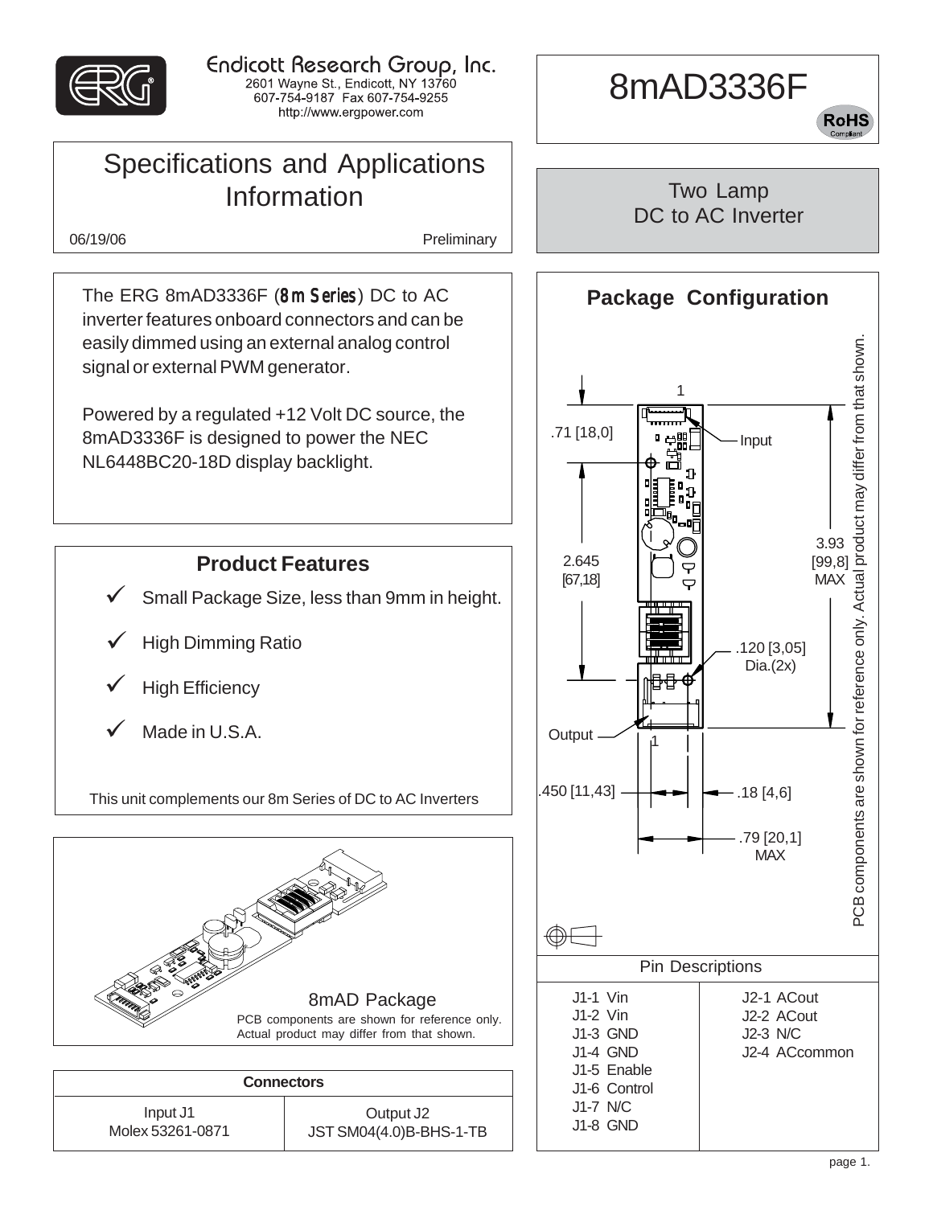Endicott Research Group, Inc.
2601 Wayne St., Endicott, NY 13760
607-754-9187 Fax 607-754-9255
http://www.ergpower.com

# 8mAD3336F

RoHS Compliant

## Specifications and Applications Information

06/19/06 Preliminary

## Two Lamp DC to AC Inverter

The ERG 8mAD3336F (8m Series) DC to AC inverter features onboard connectors and can be easily dimmed using an external analog control signal or external PWM generator.

Powered by a regulated +12 Volt DC source, the 8mAD3336F is designed to power the NEC NL6448BC20-18D display backlight.

## Product Features

- ✓ Small Package Size, less than 9mm in height.
- ✓ High Dimming Ratio
- ✓ High Efficiency
- ✓ Made in U.S.A.

This unit complements our 8m Series of DC to AC Inverters

8mAD Package

PCB components are shown for reference only. Actual product may differ from that shown.

| Connectors | |
|---|---|
| Input J1<br>Molex 53261-0871 | Output J2<br>JST SM04(4.0)B-BHS-1-TB |

## Package Configuration

1

Input

.71 [18,0]

2.645 [67,18]

3.93 [99,8] MAX

.120 [3,05] Dia.(2x)

Output

1

.450 [11,43]

.18 [4,6]

.79 [20,1] MAX

PCB components are shown for reference only. Actual product may differ from that shown.

## Pin Descriptions

| J1 | J2 |
|---|---|
| J1-1 Vin | J2-1 ACout |
| J1-2 Vin | J2-2 ACout |
| J1-3 GND | J2-3 N/C |
| J1-4 GND | J2-4 ACcommon |
| J1-5 Enable | |
| J1-6 Control | |
| J1-7 N/C | |
| J1-8 GND | |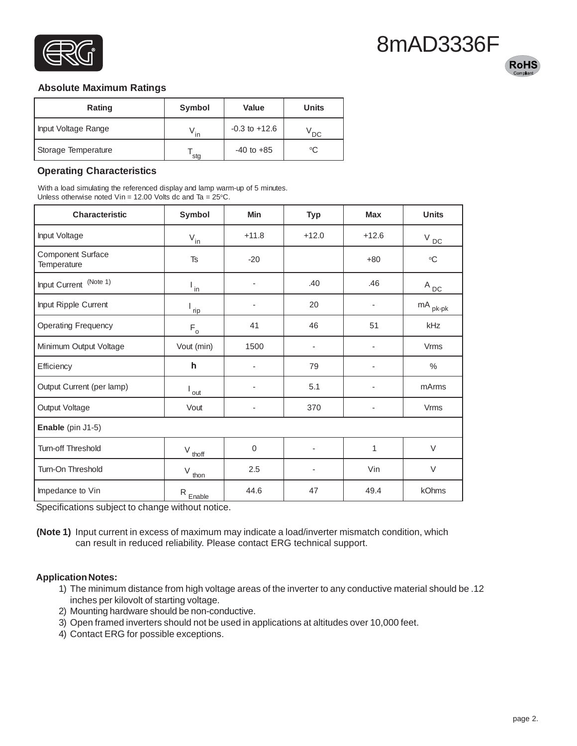# 8mAD3336F

RoHS Compliant

## Absolute Maximum Ratings

| Rating | Symbol | Value | Units |
|---|---|---|---|
| Input Voltage Range | $V_{in}$ | -0.3 to +12.6 | $V_{DC}$ |
| Storage Temperature | $T_{stg}$ | -40 to +85 | °C |

## Operating Characteristics

With a load simulating the referenced display and lamp warm-up of 5 minutes.
Unless otherwise noted Vin = 12.00 Volts dc and Ta = 25°C.

| Characteristic | Symbol | Min | Typ | Max | Units |
|---|---|---|---|---|---|
| Input Voltage | $V_{in}$ | +11.8 | +12.0 | +12.6 | $V_{DC}$ |
| Component Surface Temperature | Ts | -20 | | +80 | °C |
| Input Current (Note 1) | $I_{in}$ | - | .40 | .46 | $A_{DC}$ |
| Input Ripple Current | $I_{rip}$ | - | 20 | - | $mA_{pk-pk}$ |
| Operating Frequency | $F_o$ | 41 | 46 | 51 | kHz |
| Minimum Output Voltage | Vout (min) | 1500 | - | - | Vrms |
| Efficiency | h | - | 79 | - | % |
| Output Current (per lamp) | $I_{out}$ | - | 5.1 | - | mArms |
| Output Voltage | Vout | - | 370 | - | Vrms |
| **Enable** (pin J1-5) | | | | | |
| Turn-off Threshold | $V_{thoff}$ | 0 | - | 1 | V |
| Turn-On Threshold | $V_{thon}$ | 2.5 | - | Vin | V |
| Impedance to Vin | $R_{Enable}$ | 44.6 | 47 | 49.4 | kOhms |

Specifications subject to change without notice.

**(Note 1)** Input current in excess of maximum may indicate a load/inverter mismatch condition, which can result in reduced reliability. Please contact ERG technical support.

**Application Notes:**

1) The minimum distance from high voltage areas of the inverter to any conductive material should be .12 inches per kilovolt of starting voltage.
2) Mounting hardware should be non-conductive.
3) Open framed inverters should not be used in applications at altitudes over 10,000 feet.
4) Contact ERG for possible exceptions.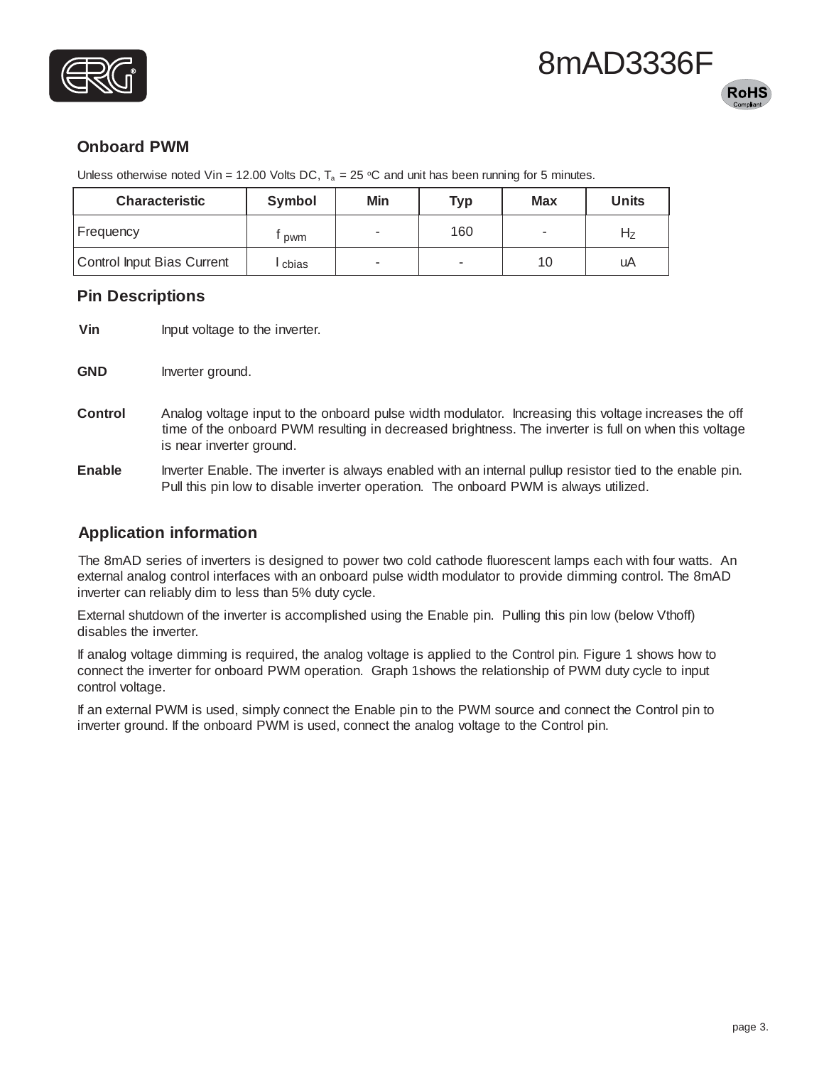## Onboard PWM

Unless otherwise noted Vin = 12.00 Volts DC, $T_a$ = 25 °C and unit has been running for 5 minutes.

| Characteristic | Symbol | Min | Typ | Max | Units |
|---|---|---|---|---|---|
| Frequency | $f_{pwm}$ | - | 160 | - | Hz |
| Control Input Bias Current | $I_{cbias}$ | - | - | 10 | uA |

## Pin Descriptions

**Vin** Input voltage to the inverter.

**GND** Inverter ground.

**Control** Analog voltage input to the onboard pulse width modulator. Increasing this voltage increases the off time of the onboard PWM resulting in decreased brightness. The inverter is full on when this voltage is near inverter ground.

**Enable** Inverter Enable. The inverter is always enabled with an internal pullup resistor tied to the enable pin. Pull this pin low to disable inverter operation. The onboard PWM is always utilized.

## Application information

The 8mAD series of inverters is designed to power two cold cathode fluorescent lamps each with four watts. An external analog control interfaces with an onboard pulse width modulator to provide dimming control. The 8mAD inverter can reliably dim to less than 5% duty cycle.

External shutdown of the inverter is accomplished using the Enable pin. Pulling this pin low (below Vthoff) disables the inverter.

If analog voltage dimming is required, the analog voltage is applied to the Control pin. Figure 1 shows how to connect the inverter for onboard PWM operation. Graph 1shows the relationship of PWM duty cycle to input control voltage.

If an external PWM is used, simply connect the Enable pin to the PWM source and connect the Control pin to inverter ground. If the onboard PWM is used, connect the analog voltage to the Control pin.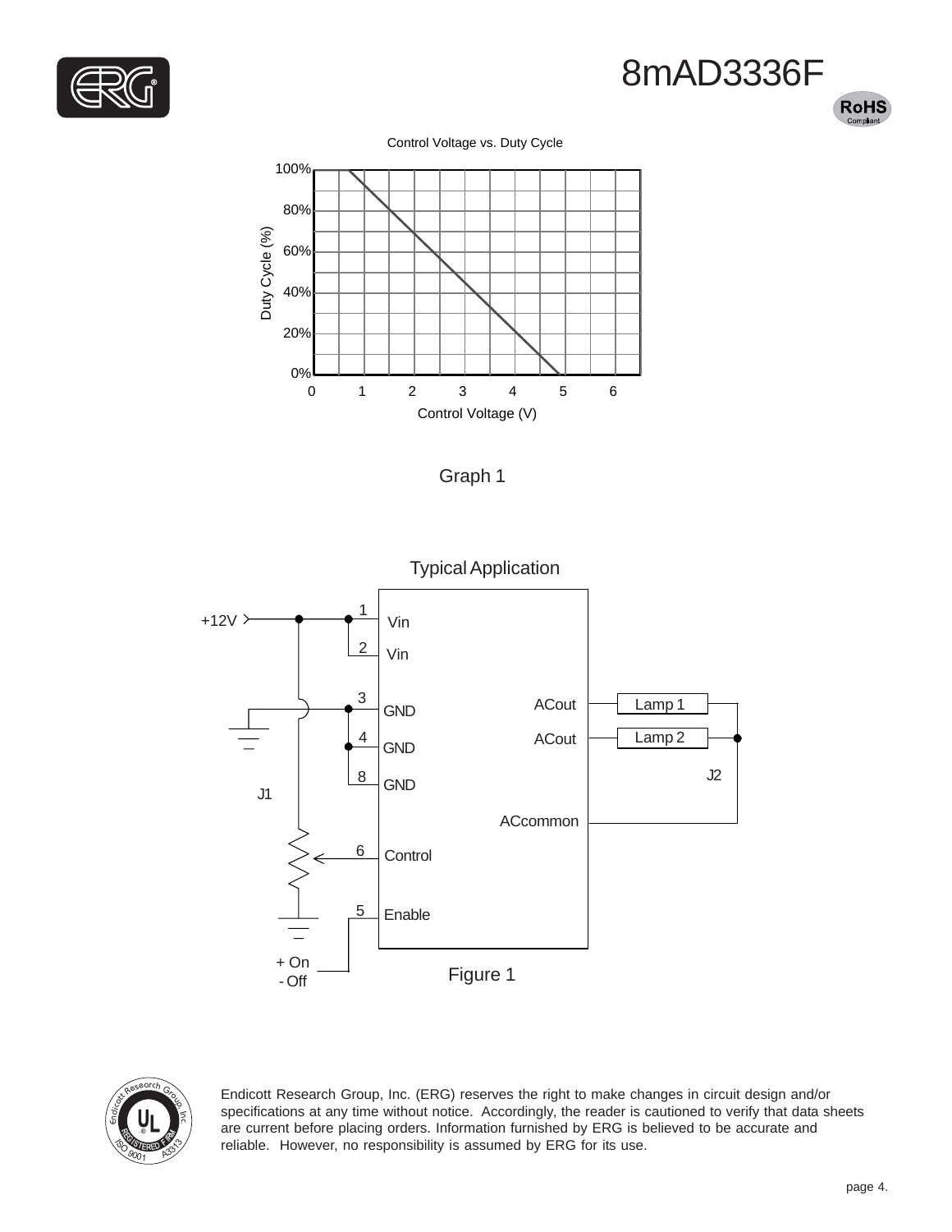# 8mAD3336F

Control Voltage vs. Duty Cycle

Duty Cycle (%)

100%
80%
60%
40%
20%
0%

0 1 2 3 4 5 6

Control Voltage (V)

Graph 1

Typical Application

+12V

1 Vin
2 Vin
3 GND
4 GND
8 GND
6 Control
5 Enable

J1

+ On
- Off

ACout
ACout
ACcommon

Lamp 1
Lamp 2

J2

Figure 1

Endicott Research Group, Inc. (ERG) reserves the right to make changes in circuit design and/or specifications at any time without notice. Accordingly, the reader is cautioned to verify that data sheets are current before placing orders. Information furnished by ERG is believed to be accurate and reliable. However, no responsibility is assumed by ERG for its use.